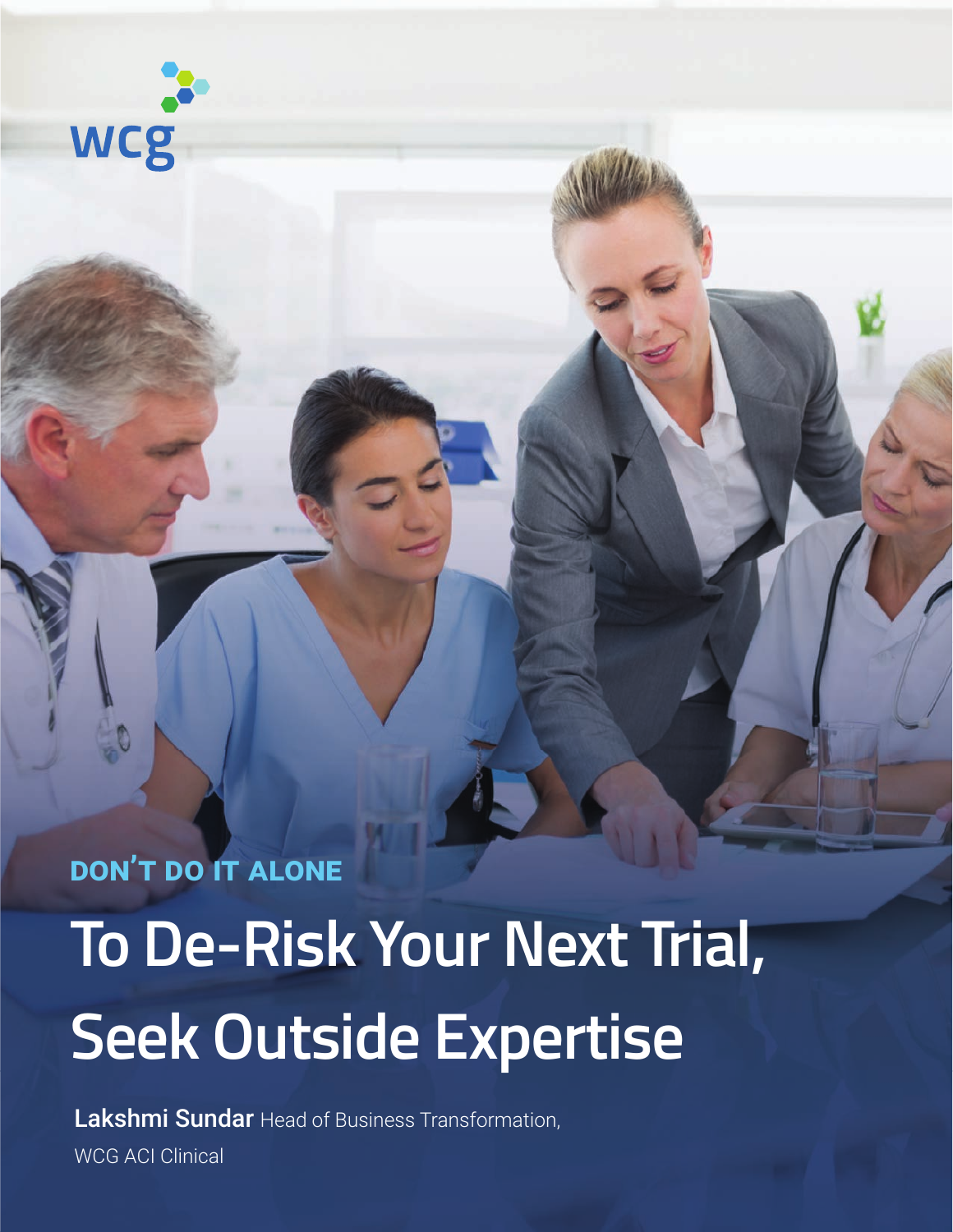wcg

DON'T DO IT ALONE

# To De-Risk Your Next Trial, Seek Outside Expertise

**Lakshmi Sundar** Head of Business Transformation, WCG ACI Clinical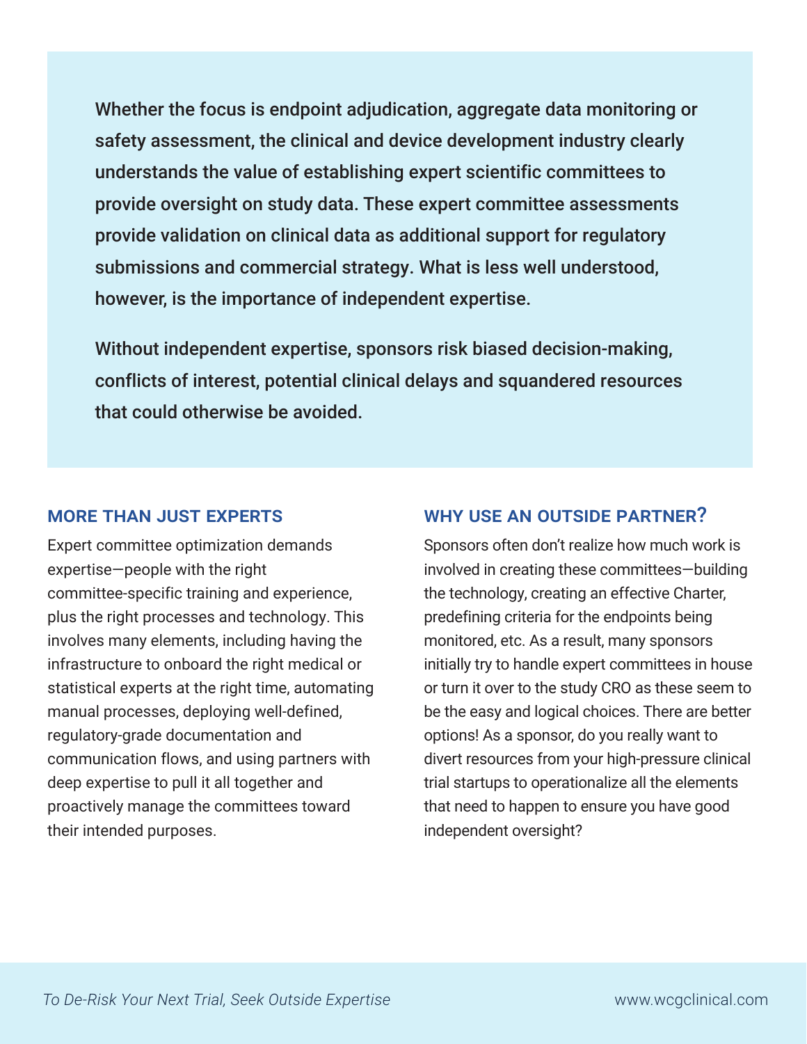**Whether the focus is endpoint adjudication, aggregate data monitoring or safety assessment, the clinical and device development industry clearly understands the value of establishing expert scientific committees to provide oversight on study data. These expert committee assessments provide validation on clinical data as additional support for regulatory submissions and commercial strategy. What is less well understood, however, is the importance of independent expertise.**

**Without independent expertise, sponsors risk biased decision-making, conflicts of interest, potential clinical delays and squandered resources that could otherwise be avoided.**

## MORE THAN JUST EXPERTS

Expert committee optimization demands expertise—people with the right committee-specific training and experience, plus the right processes and technology. This involves many elements, including having the infrastructure to onboard the right medical or statistical experts at the right time, automating manual processes, deploying well-defined, regulatory-grade documentation and communication flows, and using partners with deep expertise to pull it all together and proactively manage the committees toward their intended purposes.

## WHY USE AN OUTSIDE PARTNER?

Sponsors often don't realize how much work is involved in creating these committees—building the technology, creating an effective Charter, predefining criteria for the endpoints being monitored, etc. As a result, many sponsors initially try to handle expert committees in house or turn it over to the study CRO as these seem to be the easy and logical choices. There are better options! As a sponsor, do you really want to divert resources from your high-pressure clinical trial startups to operationalize all the elements that need to happen to ensure you have good independent oversight?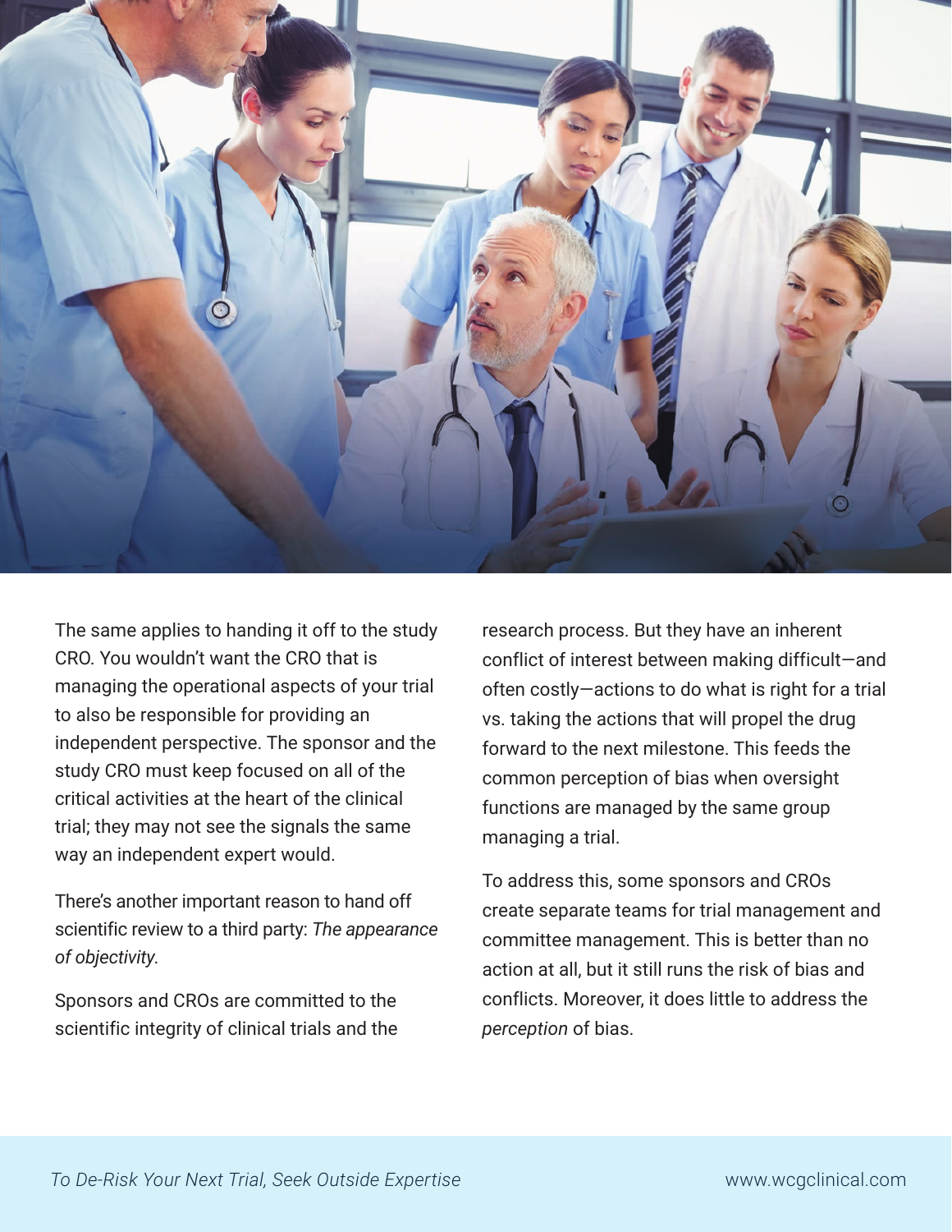The same applies to handing it off to the study CRO. You wouldn't want the CRO that is managing the operational aspects of your trial to also be responsible for providing an independent perspective. The sponsor and the study CRO must keep focused on all of the critical activities at the heart of the clinical trial; they may not see the signals the same way an independent expert would.

There's another important reason to hand off scientific review to a third party: *The appearance of objectivity*.

Sponsors and CROs are committed to the scientific integrity of clinical trials and the research process. But they have an inherent conflict of interest between making difficult—and often costly—actions to do what is right for a trial vs. taking the actions that will propel the drug forward to the next milestone. This feeds the common perception of bias when oversight functions are managed by the same group managing a trial.

To address this, some sponsors and CROs create separate teams for trial management and committee management. This is better than no action at all, but it still runs the risk of bias and conflicts. Moreover, it does little to address the *perception* of bias.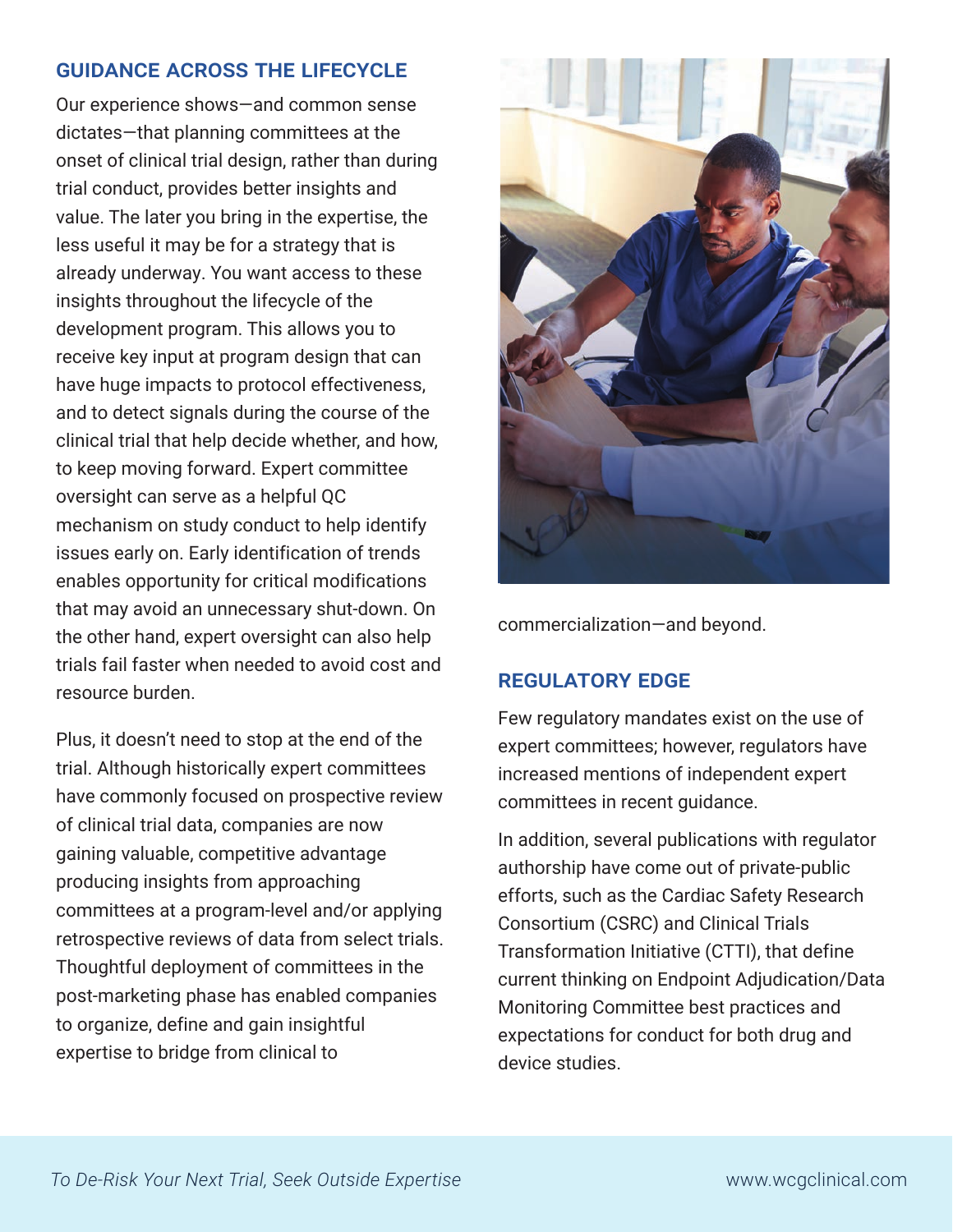## GUIDANCE ACROSS THE LIFECYCLE

Our experience shows—and common sense dictates—that planning committees at the onset of clinical trial design, rather than during trial conduct, provides better insights and value. The later you bring in the expertise, the less useful it may be for a strategy that is already underway. You want access to these insights throughout the lifecycle of the development program. This allows you to receive key input at program design that can have huge impacts to protocol effectiveness, and to detect signals during the course of the clinical trial that help decide whether, and how, to keep moving forward. Expert committee oversight can serve as a helpful QC mechanism on study conduct to help identify issues early on. Early identification of trends enables opportunity for critical modifications that may avoid an unnecessary shut-down. On the other hand, expert oversight can also help trials fail faster when needed to avoid cost and resource burden.

Plus, it doesn't need to stop at the end of the trial. Although historically expert committees have commonly focused on prospective review of clinical trial data, companies are now gaining valuable, competitive advantage producing insights from approaching committees at a program-level and/or applying retrospective reviews of data from select trials. Thoughtful deployment of committees in the post-marketing phase has enabled companies to organize, define and gain insightful expertise to bridge from clinical to commercialization—and beyond.

## REGULATORY EDGE

Few regulatory mandates exist on the use of expert committees; however, regulators have increased mentions of independent expert committees in recent guidance.

In addition, several publications with regulator authorship have come out of private-public efforts, such as the Cardiac Safety Research Consortium (CSRC) and Clinical Trials Transformation Initiative (CTTI), that define current thinking on Endpoint Adjudication/Data Monitoring Committee best practices and expectations for conduct for both drug and device studies.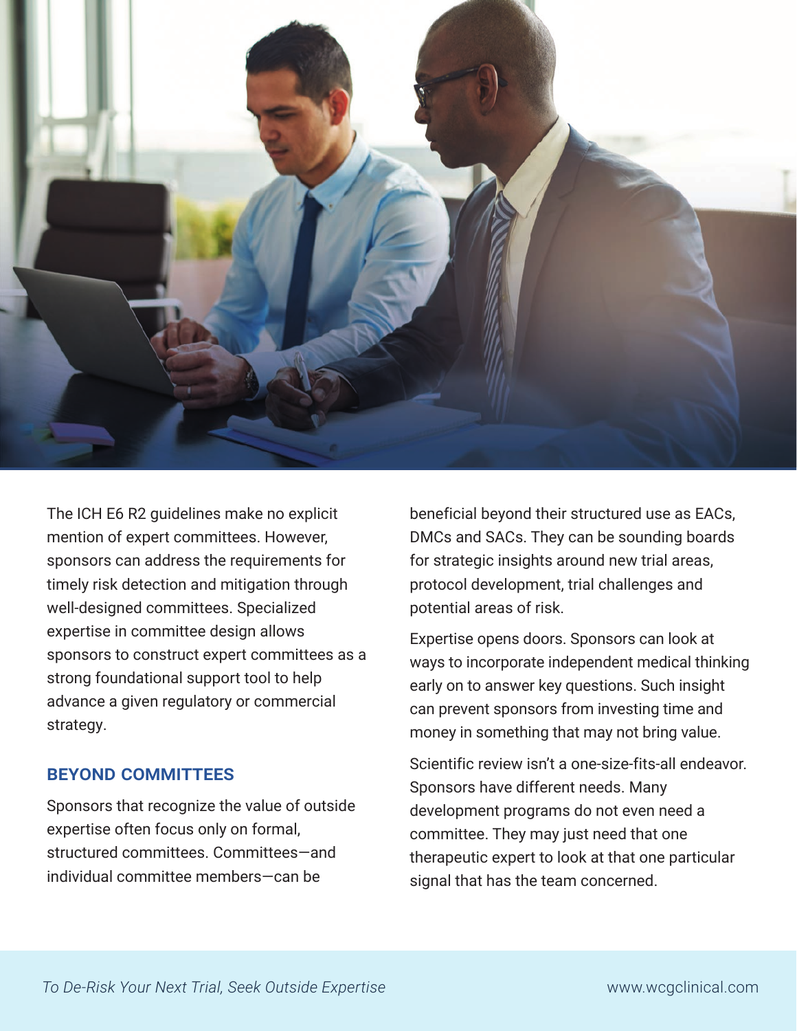The ICH E6 R2 guidelines make no explicit mention of expert committees. However, sponsors can address the requirements for timely risk detection and mitigation through well-designed committees. Specialized expertise in committee design allows sponsors to construct expert committees as a strong foundational support tool to help advance a given regulatory or commercial strategy.

## BEYOND COMMITTEES

Sponsors that recognize the value of outside expertise often focus only on formal, structured committees. Committees—and individual committee members—can be beneficial beyond their structured use as EACs, DMCs and SACs. They can be sounding boards for strategic insights around new trial areas, protocol development, trial challenges and potential areas of risk.

Expertise opens doors. Sponsors can look at ways to incorporate independent medical thinking early on to answer key questions. Such insight can prevent sponsors from investing time and money in something that may not bring value.

Scientific review isn't a one-size-fits-all endeavor. Sponsors have different needs. Many development programs do not even need a committee. They may just need that one therapeutic expert to look at that one particular signal that has the team concerned.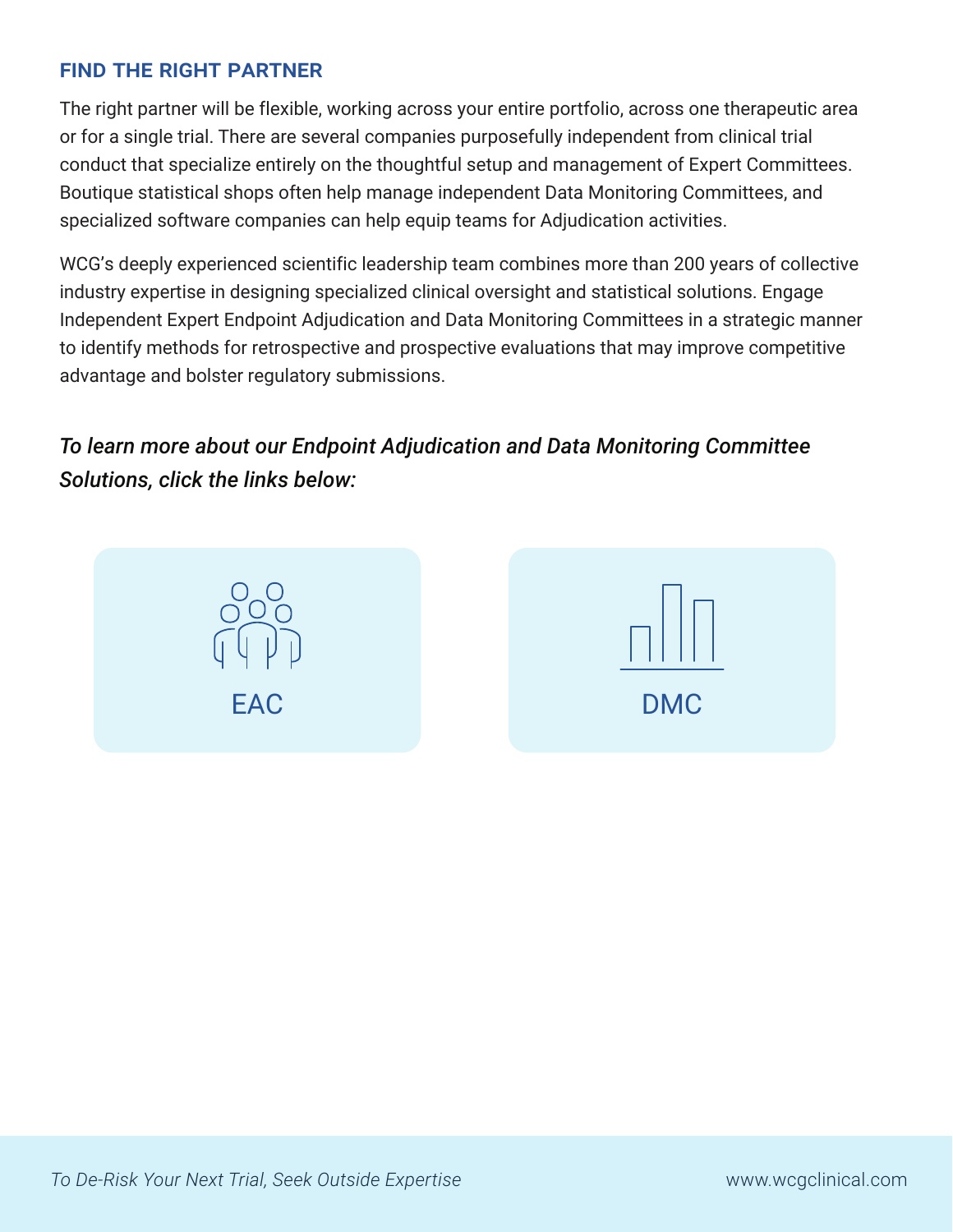## FIND THE RIGHT PARTNER

The right partner will be flexible, working across your entire portfolio, across one therapeutic area or for a single trial. There are several companies purposefully independent from clinical trial conduct that specialize entirely on the thoughtful setup and management of Expert Committees. Boutique statistical shops often help manage independent Data Monitoring Committees, and specialized software companies can help equip teams for Adjudication activities.

WCG's deeply experienced scientific leadership team combines more than 200 years of collective industry expertise in designing specialized clinical oversight and statistical solutions. Engage Independent Expert Endpoint Adjudication and Data Monitoring Committees in a strategic manner to identify methods for retrospective and prospective evaluations that may improve competitive advantage and bolster regulatory submissions.

***To learn more about our Endpoint Adjudication and Data Monitoring Committee Solutions, click the links below:***

EAC

DMC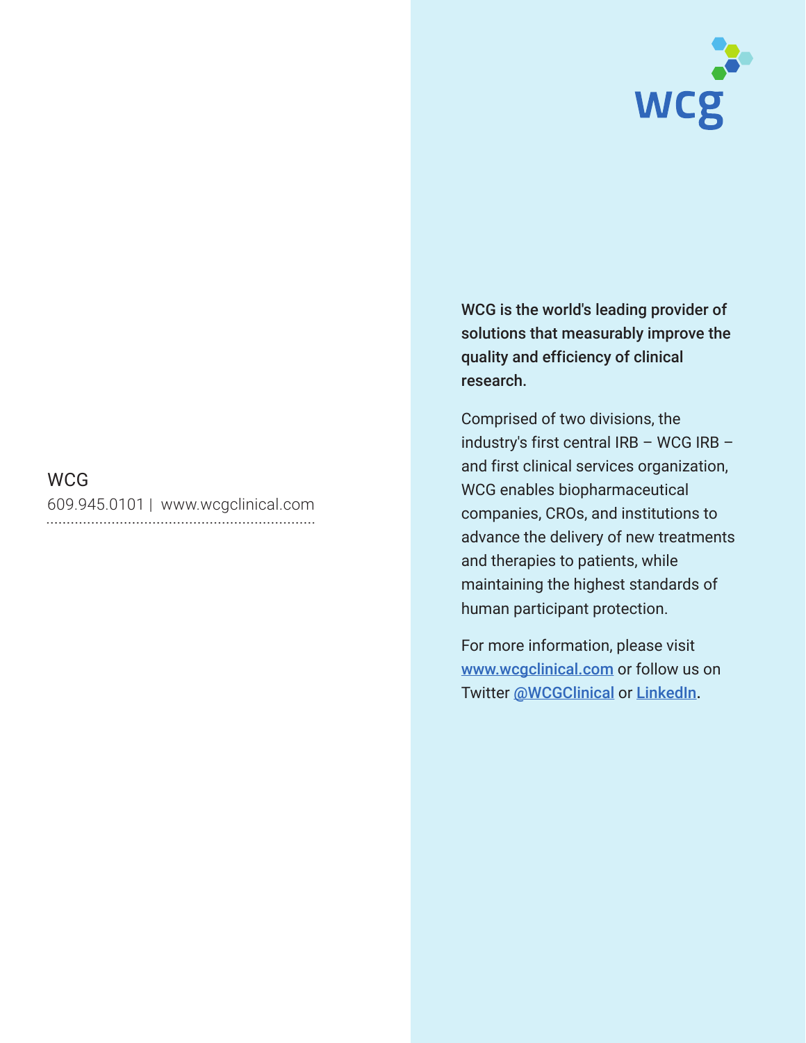WCG

609.945.0101 | www.wcgclinical.com

**WCG is the world's leading provider of solutions that measurably improve the quality and efficiency of clinical research.**

Comprised of two divisions, the industry's first central IRB – WCG IRB – and first clinical services organization, WCG enables biopharmaceutical companies, CROs, and institutions to advance the delivery of new treatments and therapies to patients, while maintaining the highest standards of human participant protection.

For more information, please visit www.wcgclinical.com or follow us on Twitter @WCGClinical or LinkedIn.